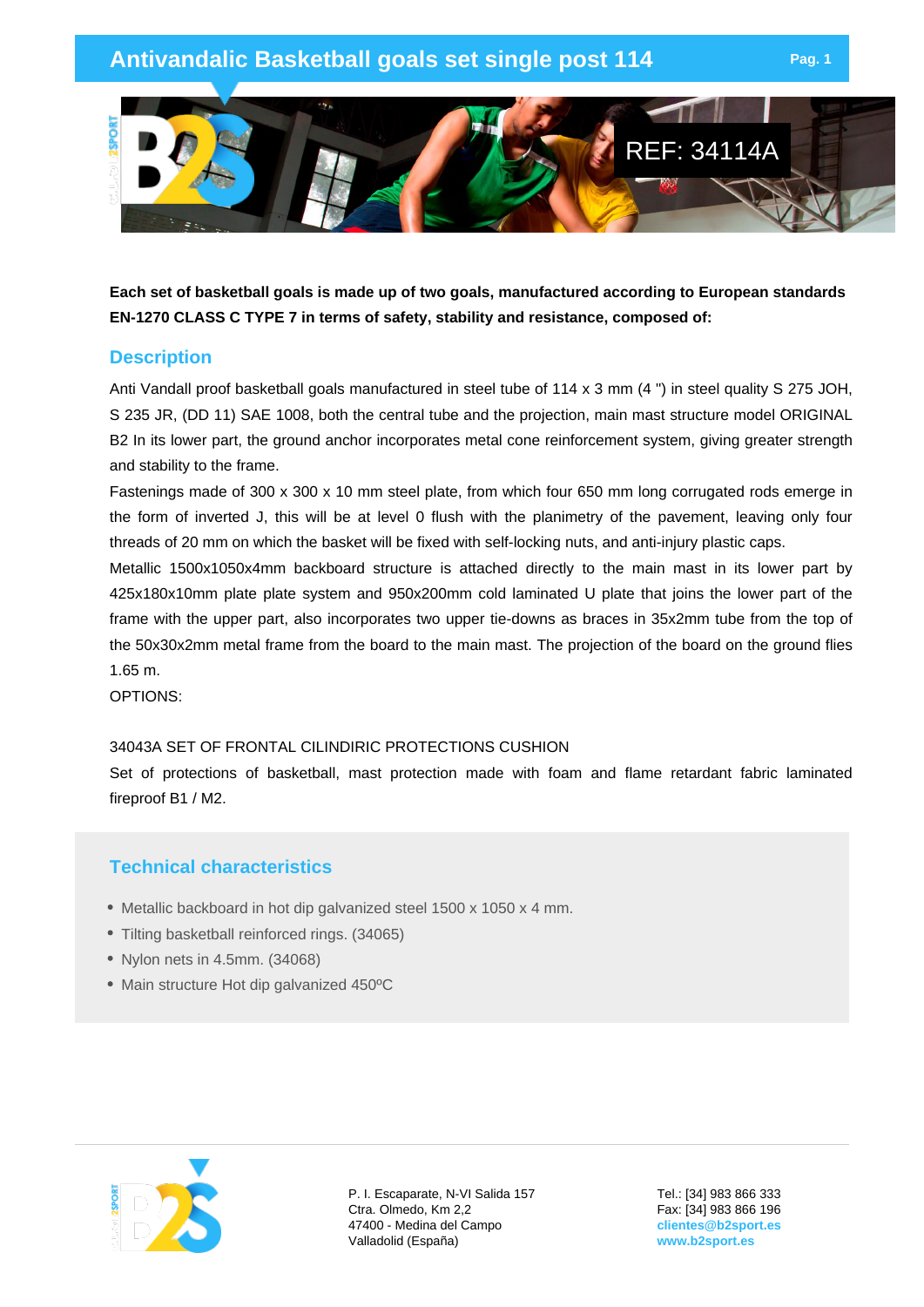# Antivandalic Basketball goals set single post 114

REF: 34114A

**Each set of basketball goals is made up of two goals, manufactured according to European standards EN-1270 CLASS C TYPE 7 in terms of safety, stability and resistance, composed of:**

## Description

Anti Vandall proof basketball goals manufactured in steel tube of 114 x 3 mm (4 ") in steel quality S 275 JOH, S 235 JR, (DD 11) SAE 1008, both the central tube and the projection, main mast structure model ORIGINAL B2 In its lower part, the ground anchor incorporates metal cone reinforcement system, giving greater strength and stability to the frame.

Fastenings made of 300 x 300 x 10 mm steel plate, from which four 650 mm long corrugated rods emerge in the form of inverted J, this will be at level 0 flush with the planimetry of the pavement, leaving only four threads of 20 mm on which the basket will be fixed with self-locking nuts, and anti-injury plastic caps.

Metallic 1500x1050x4mm backboard structure is attached directly to the main mast in its lower part by 425x180x10mm plate plate system and 950x200mm cold laminated U plate that joins the lower part of the frame with the upper part, also incorporates two upper tie-downs as braces in 35x2mm tube from the top of the 50x30x2mm metal frame from the board to the main mast. The projection of the board on the ground flies 1.65 m.

OPTIONS:

34043A SET OF FRONTAL CILINDIRIC PROTECTIONS CUSHION

Set of protections of basketball, mast protection made with foam and flame retardant fabric laminated fireproof B1 / M2.

## Technical characteristics

- Metallic backboard in hot dip galvanized steel 1500 x 1050 x 4 mm.
- Tilting basketball reinforced rings. (34065)
- Nylon nets in 4.5mm. (34068)
- Main structure Hot dip galvanized 450ºC

P. I. Escaparate, N-VI Salida 157
Ctra. Olmedo, Km 2,2
47400 - Medina del Campo
Valladolid (España)

Tel.: [34] 983 866 333
Fax: [34] 983 866 196
clientes@b2sport.es
www.b2sport.es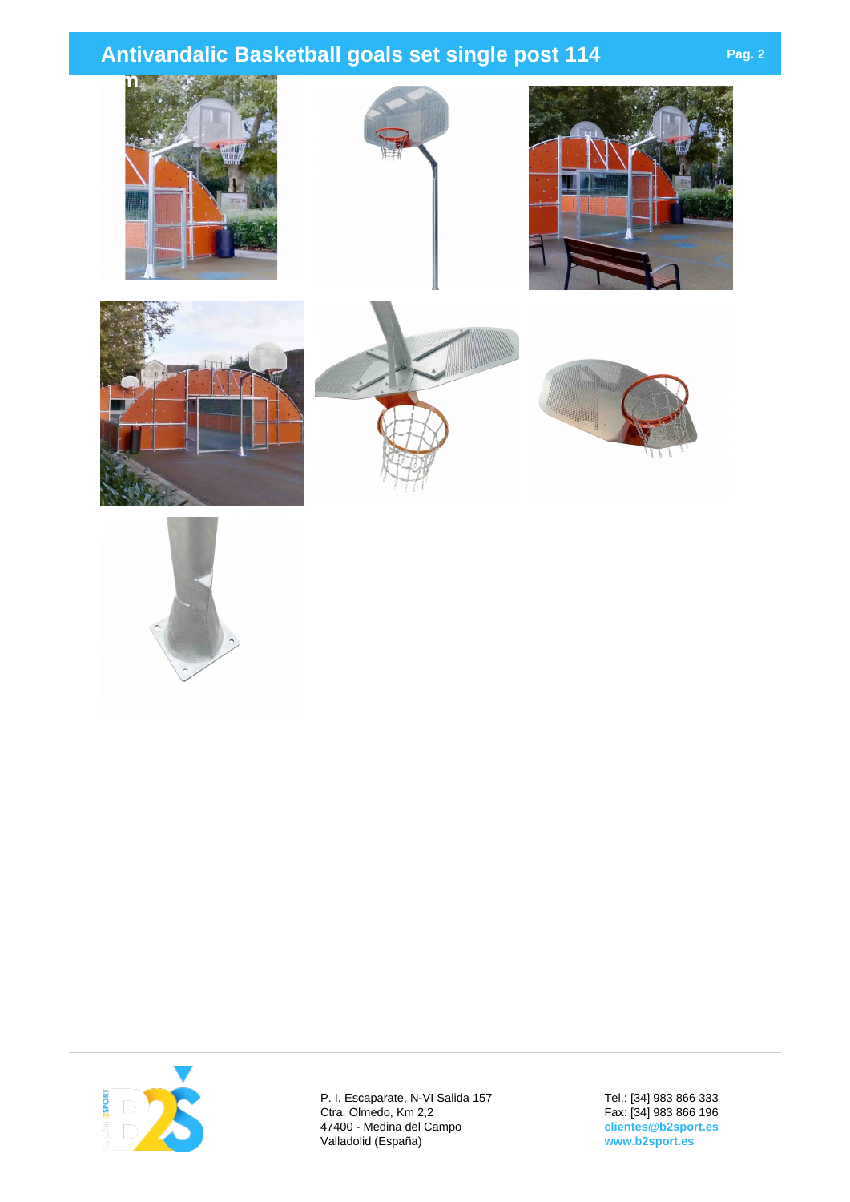# Antivandalic Basketball goals set single post 114

m